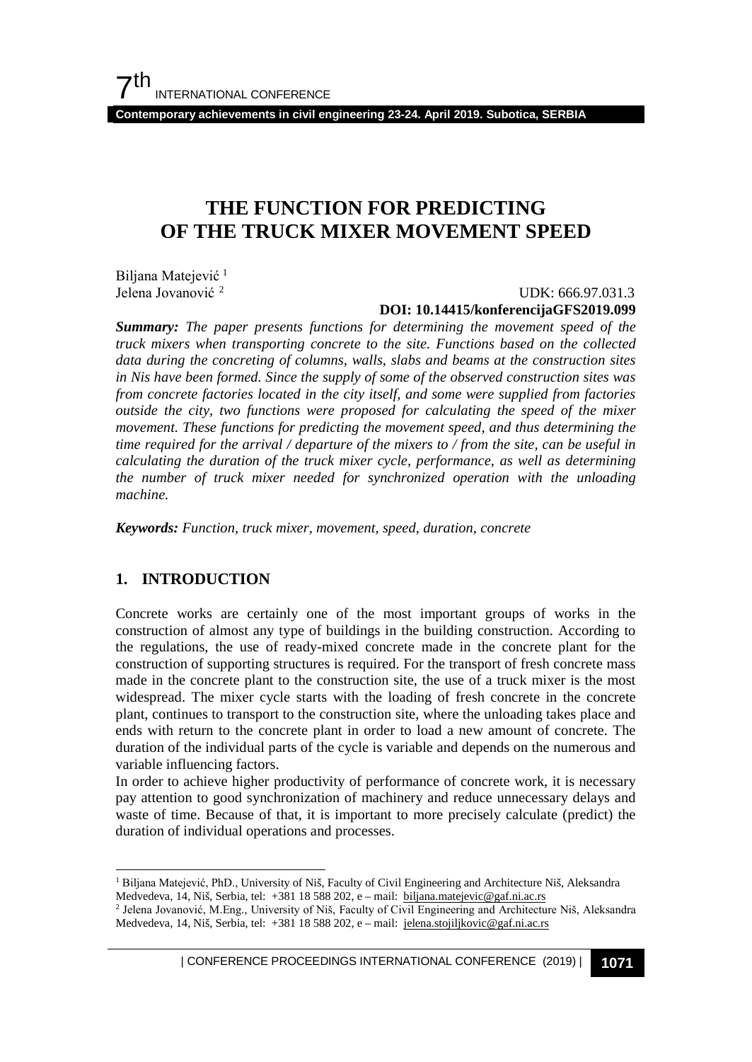# THE FUNCTION FOR PREDICTING OF THE TRUCK MIXER MOVEMENT SPEED

Biljana Matejević [1]
Jelena Jovanović [2]

UDK: 666.97.031.3
**DOI: 10.14415/konferencijaGFS2019.099**

***Summary:*** *The paper presents functions for determining the movement speed of the truck mixers when transporting concrete to the site. Functions based on the collected data during the concreting of columns, walls, slabs and beams at the construction sites in Nis have been formed. Since the supply of some of the observed construction sites was from concrete factories located in the city itself, and some were supplied from factories outside the city, two functions were proposed for calculating the speed of the mixer movement. These functions for predicting the movement speed, and thus determining the time required for the arrival / departure of the mixers to / from the site, can be useful in calculating the duration of the truck mixer cycle, performance, as well as determining the number of truck mixer needed for synchronized operation with the unloading machine.*

***Keywords:*** *Function, truck mixer, movement, speed, duration, concrete*

## 1. INTRODUCTION

Concrete works are certainly one of the most important groups of works in the construction of almost any type of buildings in the building construction. According to the regulations, the use of ready-mixed concrete made in the concrete plant for the construction of supporting structures is required. For the transport of fresh concrete mass made in the concrete plant to the construction site, the use of a truck mixer is the most widespread. The mixer cycle starts with the loading of fresh concrete in the concrete plant, continues to transport to the construction site, where the unloading takes place and ends with return to the concrete plant in order to load a new amount of concrete. The duration of the individual parts of the cycle is variable and depends on the numerous and variable influencing factors.

In order to achieve higher productivity of performance of concrete work, it is necessary pay attention to good synchronization of machinery and reduce unnecessary delays and waste of time. Because of that, it is important to more precisely calculate (predict) the duration of individual operations and processes.

---

[1] Biljana Matejević, PhD., University of Niš, Faculty of Civil Engineering and Architecture Niš, Aleksandra Medvedeva, 14, Niš, Serbia, tel: +381 18 588 202, e – mail: biljana.matejevic@gaf.ni.ac.rs

[2] Jelena Jovanović, M.Eng., University of Niš, Faculty of Civil Engineering and Architecture Niš, Aleksandra Medvedeva, 14, Niš, Serbia, tel: +381 18 588 202, e – mail: jelena.stojiljkovic@gaf.ni.ac.rs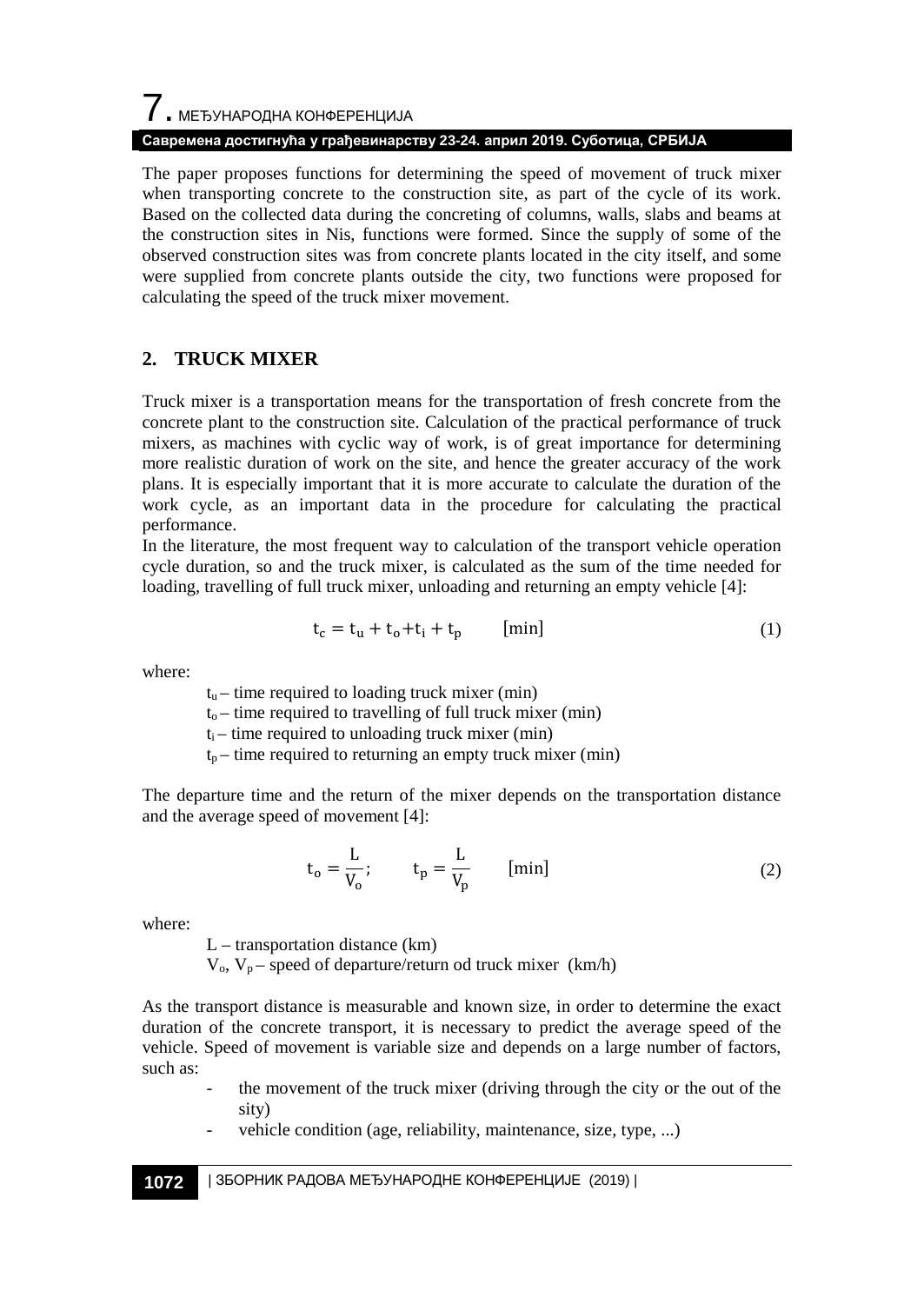The paper proposes functions for determining the speed of movement of truck mixer when transporting concrete to the construction site, as part of the cycle of its work. Based on the collected data during the concreting of columns, walls, slabs and beams at the construction sites in Nis, functions were formed. Since the supply of some of the observed construction sites was from concrete plants located in the city itself, and some were supplied from concrete plants outside the city, two functions were proposed for calculating the speed of the truck mixer movement.

## 2. TRUCK MIXER

Truck mixer is a transportation means for the transportation of fresh concrete from the concrete plant to the construction site. Calculation of the practical performance of truck mixers, as machines with cyclic way of work, is of great importance for determining more realistic duration of work on the site, and hence the greater accuracy of the work plans. It is especially important that it is more accurate to calculate the duration of the work cycle, as an important data in the procedure for calculating the practical performance.

In the literature, the most frequent way to calculation of the transport vehicle operation cycle duration, so and the truck mixer, is calculated as the sum of the time needed for loading, travelling of full truck mixer, unloading and returning an empty vehicle [4]:

$$t_c = t_u + t_o + t_i + t_p \qquad [\text{min}] \tag{1}$$

where:

$t_u$ – time required to loading truck mixer (min)
$t_o$ – time required to travelling of full truck mixer (min)
$t_i$ – time required to unloading truck mixer (min)
$t_p$ – time required to returning an empty truck mixer (min)

The departure time and the return of the mixer depends on the transportation distance and the average speed of movement [4]:

$$t_o = \frac{L}{V_o}; \qquad t_p = \frac{L}{V_p} \qquad [\text{min}] \tag{2}$$

where:

L – transportation distance (km)
$V_o$, $V_p$ – speed of departure/return od truck mixer (km/h)

As the transport distance is measurable and known size, in order to determine the exact duration of the concrete transport, it is necessary to predict the average speed of the vehicle. Speed of movement is variable size and depends on a large number of factors, such as:

- the movement of the truck mixer (driving through the city or the out of the sity)
- vehicle condition (age, reliability, maintenance, size, type, ...)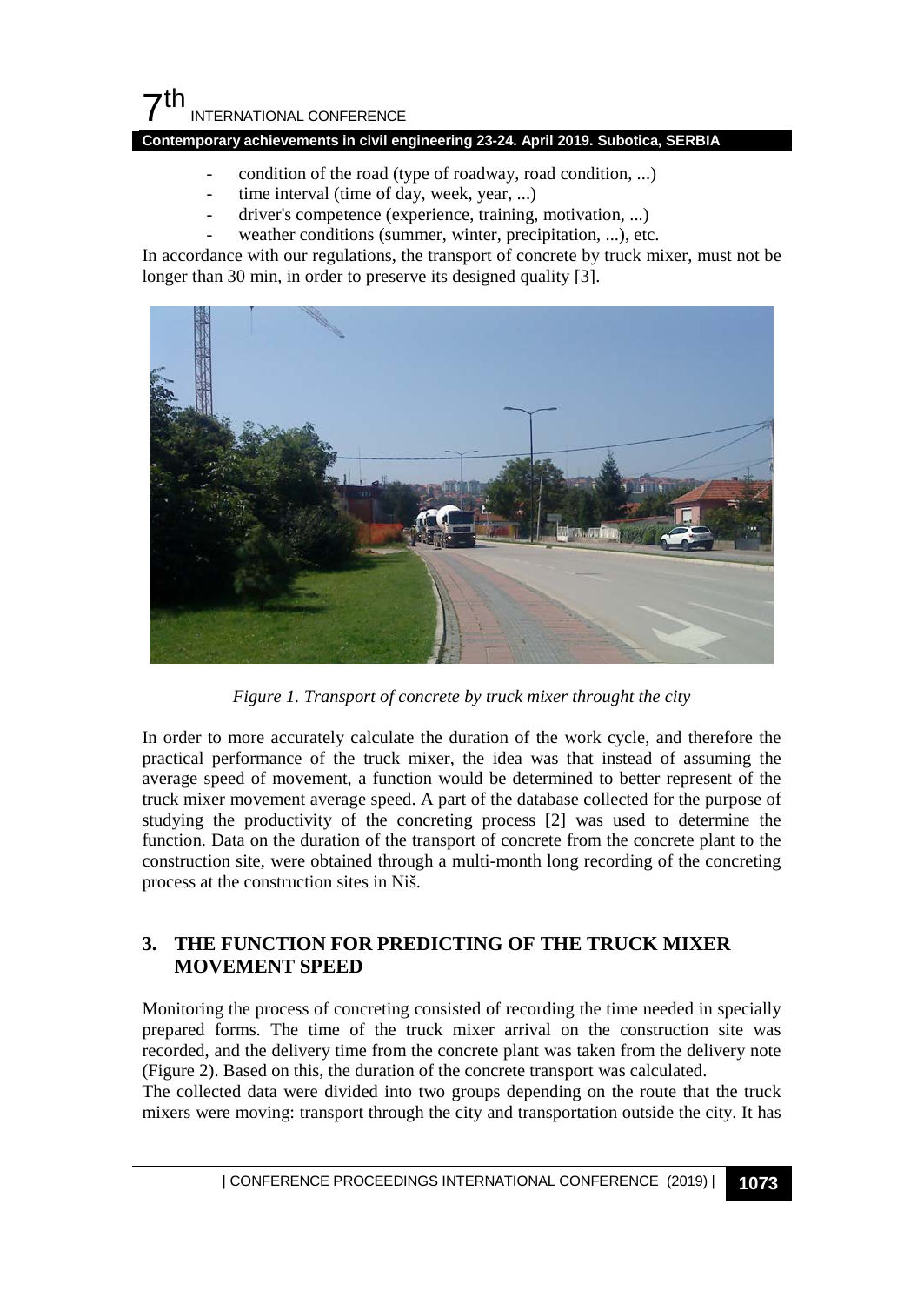- condition of the road (type of roadway, road condition, ...)
- time interval (time of day, week, year, ...)
- driver's competence (experience, training, motivation, ...)
- weather conditions (summer, winter, precipitation, ...), etc.

In accordance with our regulations, the transport of concrete by truck mixer, must not be longer than 30 min, in order to preserve its designed quality [3].

*Figure 1. Transport of concrete by truck mixer throught the city*

In order to more accurately calculate the duration of the work cycle, and therefore the practical performance of the truck mixer, the idea was that instead of assuming the average speed of movement, a function would be determined to better represent of the truck mixer movement average speed. A part of the database collected for the purpose of studying the productivity of the concreting process [2] was used to determine the function. Data on the duration of the transport of concrete from the concrete plant to the construction site, were obtained through a multi-month long recording of the concreting process at the construction sites in Niš.

## 3. THE FUNCTION FOR PREDICTING OF THE TRUCK MIXER MOVEMENT SPEED

Monitoring the process of concreting consisted of recording the time needed in specially prepared forms. The time of the truck mixer arrival on the construction site was recorded, and the delivery time from the concrete plant was taken from the delivery note (Figure 2). Based on this, the duration of the concrete transport was calculated.

The collected data were divided into two groups depending on the route that the truck mixers were moving: transport through the city and transportation outside the city. It has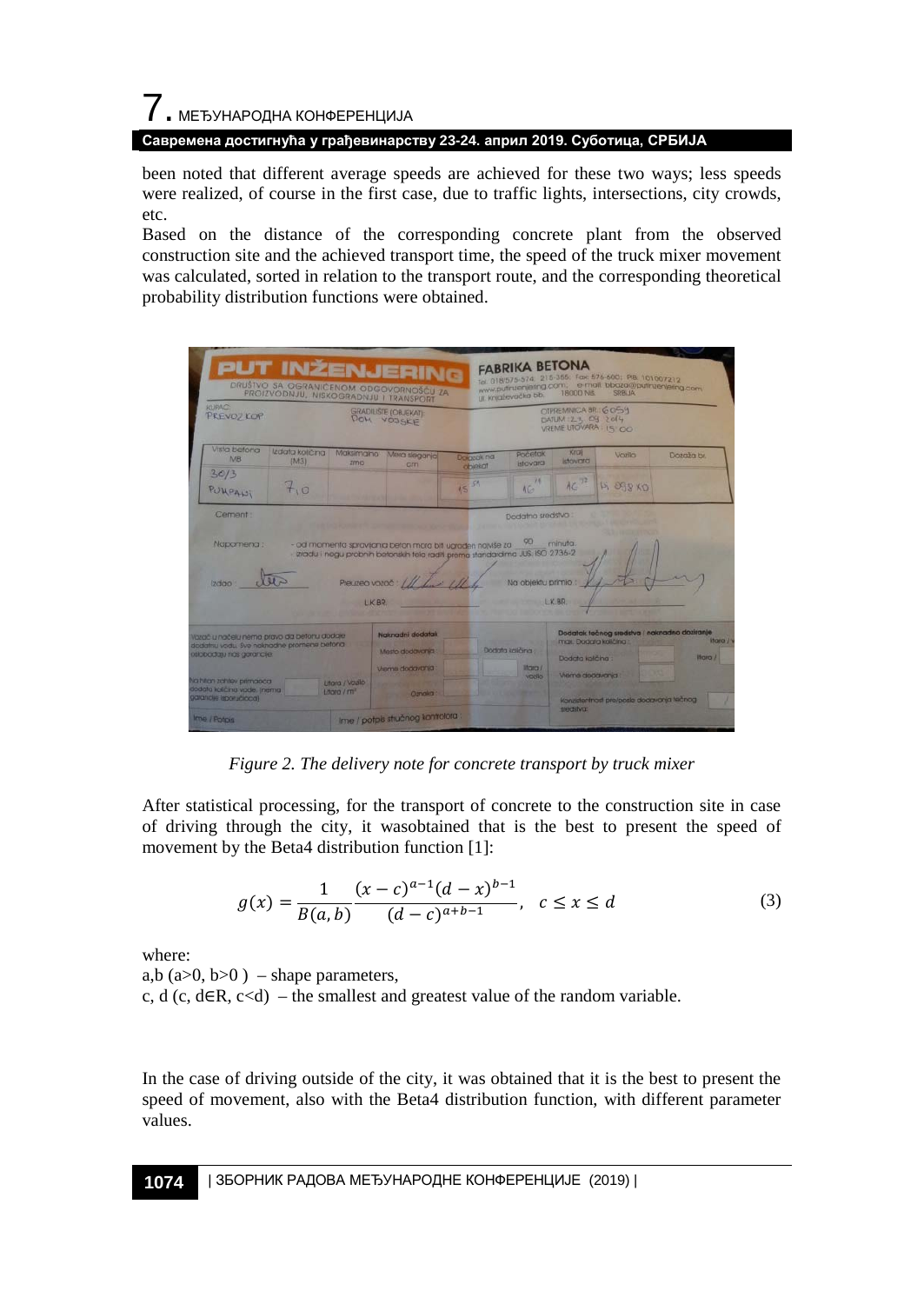been noted that different average speeds are achieved for these two ways; less speeds were realized, of course in the first case, due to traffic lights, intersections, city crowds, etc.

Based on the distance of the corresponding concrete plant from the observed construction site and the achieved transport time, the speed of the truck mixer movement was calculated, sorted in relation to the transport route, and the corresponding theoretical probability distribution functions were obtained.

*Figure 2. The delivery note for concrete transport by truck mixer*

After statistical processing, for the transport of concrete to the construction site in case of driving through the city, it wasobtained that is the best to present the speed of movement by the Beta4 distribution function [1]:

$$g(x) = \frac{1}{B(a,b)} \frac{(x-c)^{a-1}(d-x)^{b-1}}{(d-c)^{a+b-1}}, \quad c \leq x \leq d \tag{3}$$

where:

a,b (a>0, b>0 ) – shape parameters,

c, d (c, d∈R, c<d) – the smallest and greatest value of the random variable.

In the case of driving outside of the city, it was obtained that it is the best to present the speed of movement, also with the Beta4 distribution function, with different parameter values.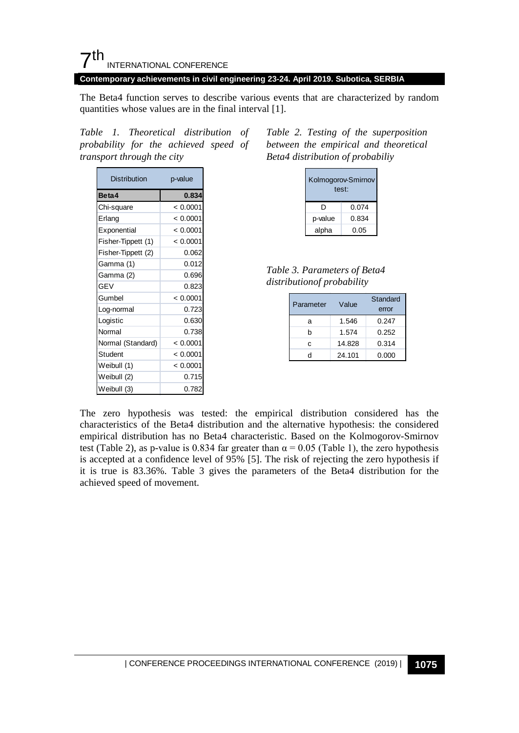The Beta4 function serves to describe various events that are characterized by random quantities whose values are in the final interval [1].

*Table 1. Theoretical distribution of probability for the achieved speed of transport through the city*

| Distribution | p-value |
|---|---|
| **Beta4** | **0.834** |
| Chi-square | < 0.0001 |
| Erlang | < 0.0001 |
| Exponential | < 0.0001 |
| Fisher-Tippett (1) | < 0.0001 |
| Fisher-Tippett (2) | 0.062 |
| Gamma (1) | 0.012 |
| Gamma (2) | 0.696 |
| GEV | 0.823 |
| Gumbel | < 0.0001 |
| Log-normal | 0.723 |
| Logistic | 0.630 |
| Normal | 0.738 |
| Normal (Standard) | < 0.0001 |
| Student | < 0.0001 |
| Weibull (1) | < 0.0001 |
| Weibull (2) | 0.715 |
| Weibull (3) | 0.782 |

*Table 2. Testing of the superposition between the empirical and theoretical Beta4 distribution of probabiliy*

| Kolmogorov-Smirnov test: | |
|---|---|
| D | 0.074 |
| p-value | 0.834 |
| alpha | 0.05 |

*Table 3. Parameters of Beta4 distributionof probability*

| Parameter | Value | Standard error |
|---|---|---|
| a | 1.546 | 0.247 |
| b | 1.574 | 0.252 |
| c | 14.828 | 0.314 |
| d | 24.101 | 0.000 |

The zero hypothesis was tested: the empirical distribution considered has the characteristics of the Beta4 distribution and the alternative hypothesis: the considered empirical distribution has no Beta4 characteristic. Based on the Kolmogorov-Smirnov test (Table 2), as p-value is 0.834 far greater than $\alpha = 0.05$ (Table 1), the zero hypothesis is accepted at a confidence level of 95% [5]. The risk of rejecting the zero hypothesis if it is true is 83.36%. Table 3 gives the parameters of the Beta4 distribution for the achieved speed of movement.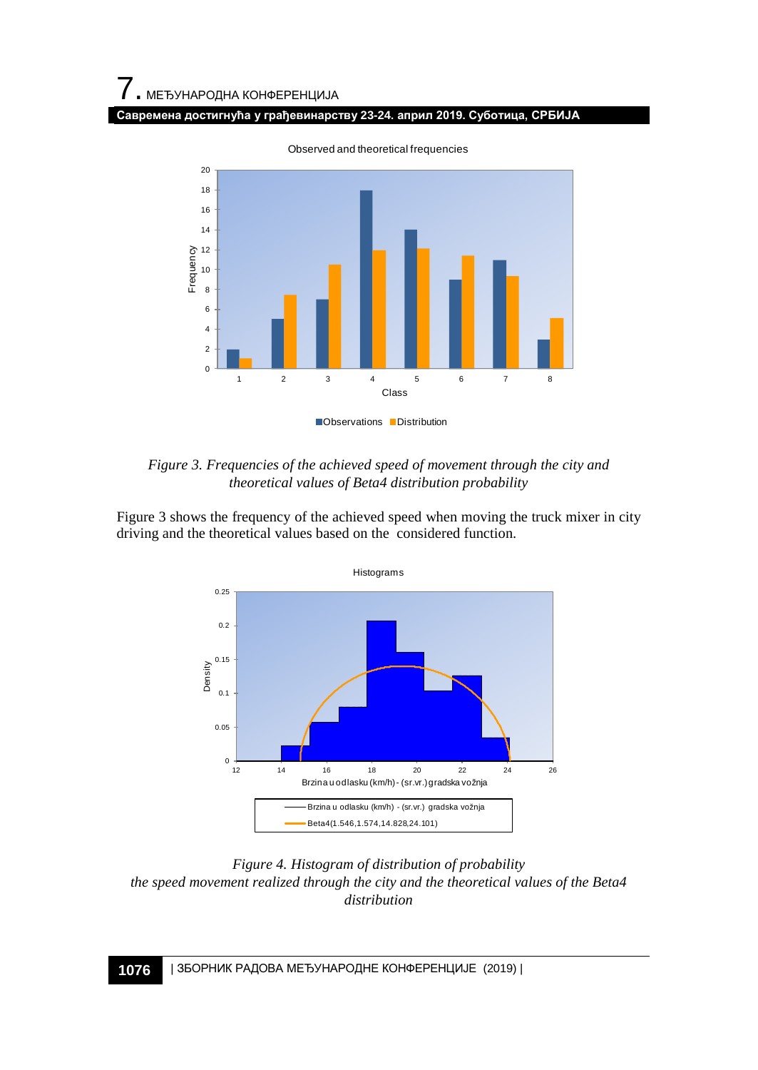*Figure 3. Frequencies of the achieved speed of movement through the city and theoretical values of Beta4 distribution probability*

Figure 3 shows the frequency of the achieved speed when moving the truck mixer in city driving and the theoretical values based on the considered function.

*Figure 4. Histogram of distribution of probability the speed movement realized through the city and the theoretical values of the Beta4 distribution*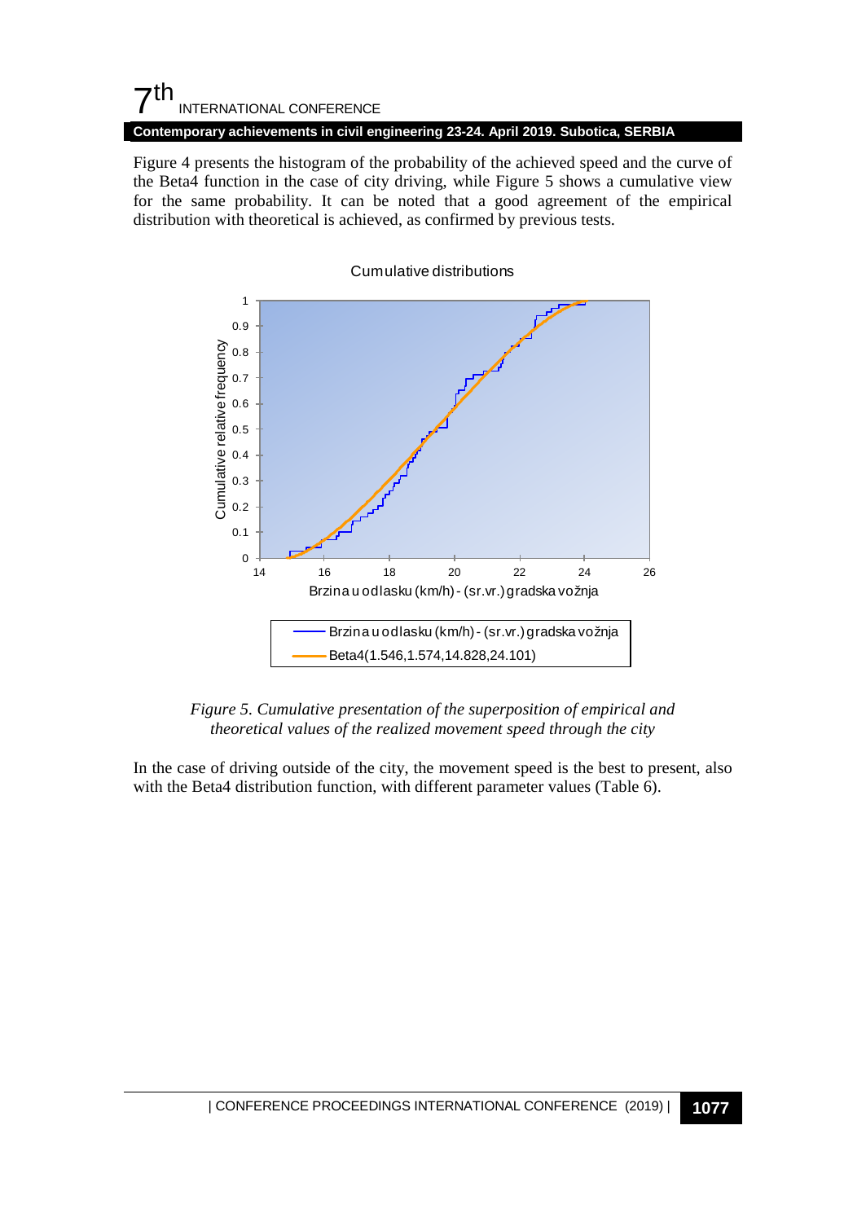Figure 4 presents the histogram of the probability of the achieved speed and the curve of the Beta4 function in the case of city driving, while Figure 5 shows a cumulative view for the same probability. It can be noted that a good agreement of the empirical distribution with theoretical is achieved, as confirmed by previous tests.

*Figure 5. Cumulative presentation of the superposition of empirical and theoretical values of the realized movement speed through the city*

In the case of driving outside of the city, the movement speed is the best to present, also with the Beta4 distribution function, with different parameter values (Table 6).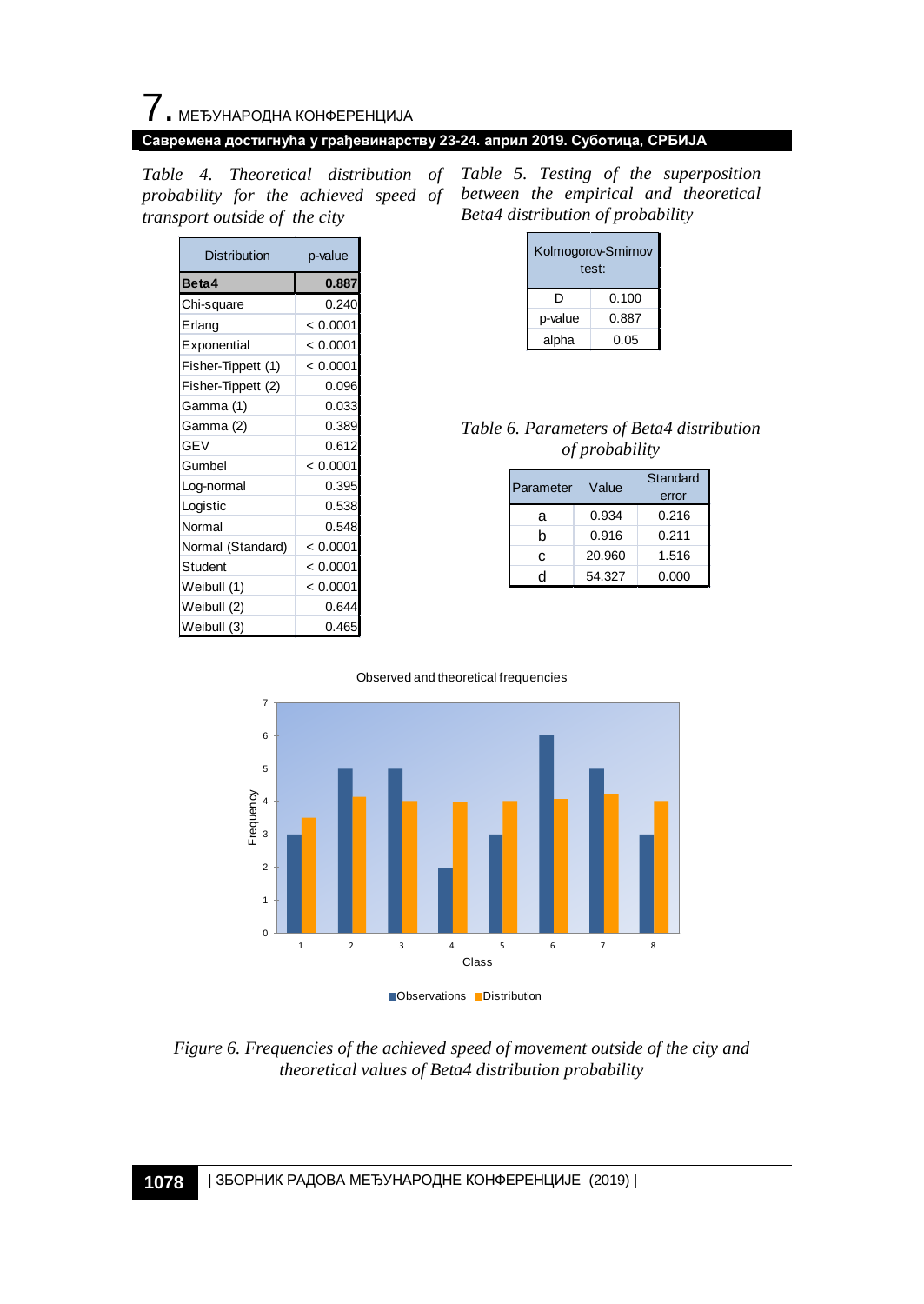*Table 4. Theoretical distribution of probability for the achieved speed of transport outside of the city*

| Distribution | p-value |
|---|---|
| **Beta4** | **0.887** |
| Chi-square | 0.240 |
| Erlang | < 0.0001 |
| Exponential | < 0.0001 |
| Fisher-Tippett (1) | < 0.0001 |
| Fisher-Tippett (2) | 0.096 |
| Gamma (1) | 0.033 |
| Gamma (2) | 0.389 |
| GEV | 0.612 |
| Gumbel | < 0.0001 |
| Log-normal | 0.395 |
| Logistic | 0.538 |
| Normal | 0.548 |
| Normal (Standard) | < 0.0001 |
| Student | < 0.0001 |
| Weibull (1) | < 0.0001 |
| Weibull (2) | 0.644 |
| Weibull (3) | 0.465 |

*Table 5. Testing of the superposition between the empirical and theoretical Beta4 distribution of probability*

| Kolmogorov-Smirnov test: | |
|---|---|
| D | 0.100 |
| p-value | 0.887 |
| alpha | 0.05 |

*Table 6. Parameters of Beta4 distribution of probability*

| Parameter | Value | Standard error |
|---|---|---|
| a | 0.934 | 0.216 |
| b | 0.916 | 0.211 |
| c | 20.960 | 1.516 |
| d | 54.327 | 0.000 |

*Figure 6. Frequencies of the achieved speed of movement outside of the city and theoretical values of Beta4 distribution probability*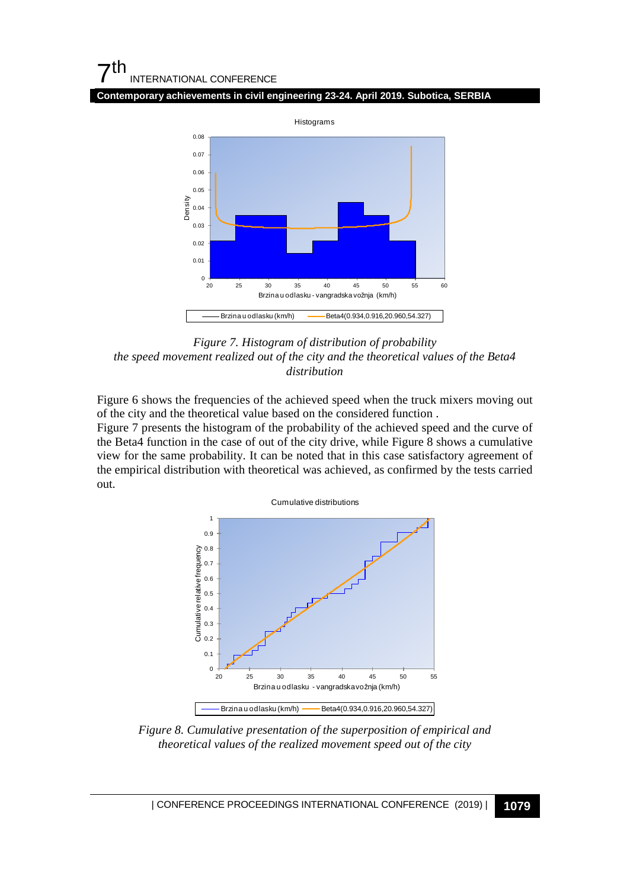*Figure 7. Histogram of distribution of probability the speed movement realized out of the city and the theoretical values of the Beta4 distribution*

Figure 6 shows the frequencies of the achieved speed when the truck mixers moving out of the city and the theoretical value based on the considered function .
Figure 7 presents the histogram of the probability of the achieved speed and the curve of the Beta4 function in the case of out of the city drive, while Figure 8 shows a cumulative view for the same probability. It can be noted that in this case satisfactory agreement of the empirical distribution with theoretical was achieved, as confirmed by the tests carried out.

*Figure 8. Cumulative presentation of the superposition of empirical and theoretical values of the realized movement speed out of the city*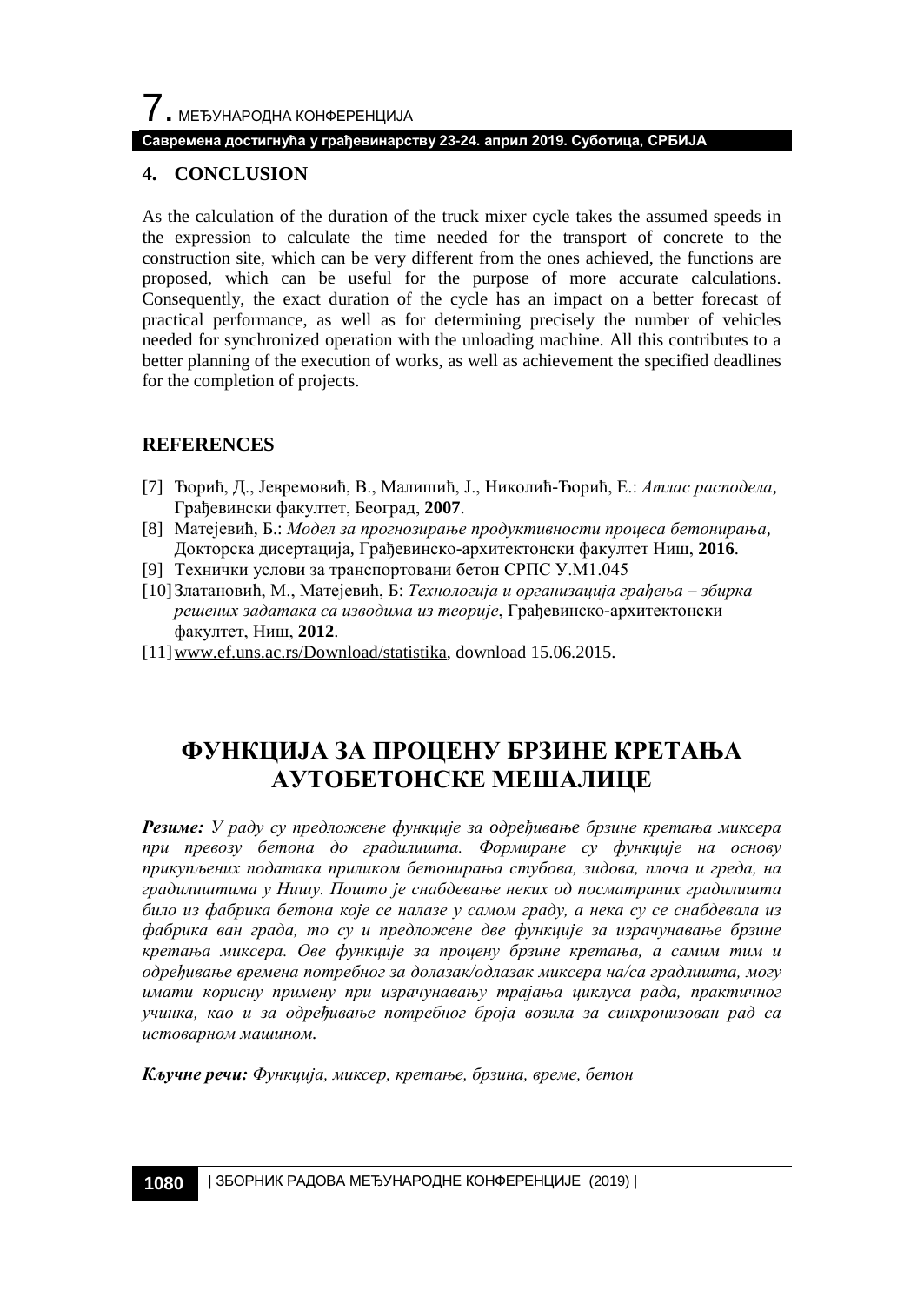## 4. CONCLUSION

As the calculation of the duration of the truck mixer cycle takes the assumed speeds in the expression to calculate the time needed for the transport of concrete to the construction site, which can be very different from the ones achieved, the functions are proposed, which can be useful for the purpose of more accurate calculations. Consequently, the exact duration of the cycle has an impact on a better forecast of practical performance, as well as for determining precisely the number of vehicles needed for synchronized operation with the unloading machine. All this contributes to a better planning of the execution of works, as well as achievement the specified deadlines for the completion of projects.

## REFERENCES

[7] Ђорић, Д., Јевремовић, В., Малишић, Ј., Николић-Ђорић, Е.: *Атлас расподела*, Грађевински факултет, Београд, **2007**.

[8] Матејевић, Б.: *Модел за прогнозирање продуктивности процеса бетонирања*, Докторска дисертација, Грађевинско-архитектонски факултет Ниш, **2016**.

[9] Технички услови за транспортовани бетон СРПС У.М1.045

[10] Златановић, М., Матејевић, Б: *Технологија и организација грађења – збирка решених задатака са изводима из теорије*, Грађевинско-архитектонски факултет, Ниш, **2012**.

[11] www.ef.uns.ac.rs/Download/statistika, download 15.06.2015.

# ФУНКЦИЈА ЗА ПРОЦЕНУ БРЗИНЕ КРЕТАЊА АУТОБЕТОНСКЕ МЕШАЛИЦЕ

***Резиме:*** *У раду су предложене функције за одређивање брзине кретања миксера при превозу бетона до градилишта. Формиране су функције на основу прикупљених података приликом бетонирања стубова, зидова, плоча и греда, на градилиштима у Нишу. Пошто је снабдевање неких од посматраних градилишта било из фабрика бетона које се налазе у самом граду, а нека су се снабдевала из фабрика ван града, то су и предложене две функције за израчунавање брзине кретања миксера. Ове функције за процену брзине кретања, а самим тим и одређивање времена потребног за долазак/одлазак миксера на/са градлишта, могу имати корисну примену при израчунавању трајања циклуса рада, практичног учинка, као и за одређивање потребног броја возила за синхронизован рад са истоварном машином.*

***Кључне речи:*** *Функција, миксер, кретање, брзина, време, бетон*